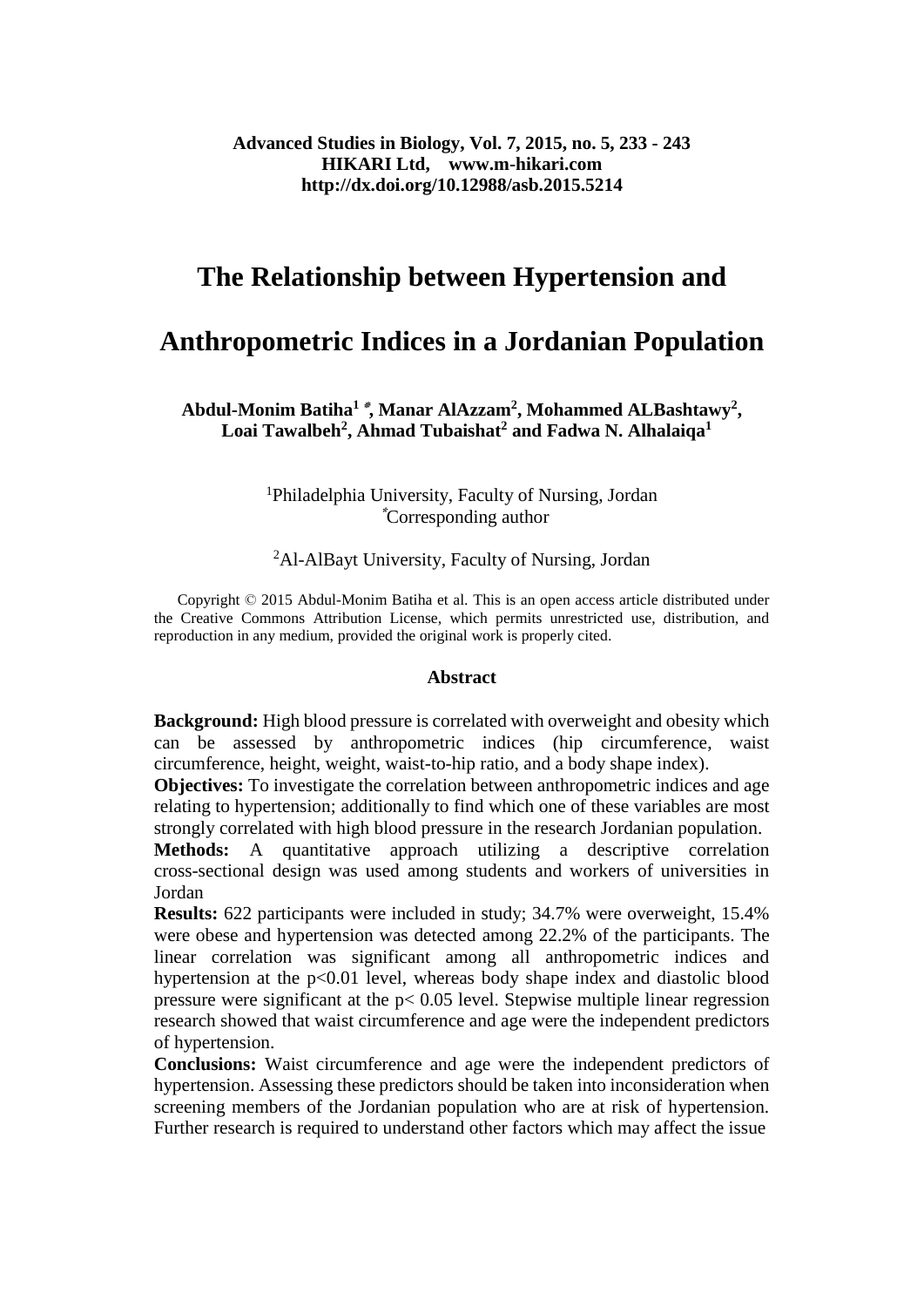**Advanced Studies in Biology, Vol. 7, 2015, no. 5, 233 - 243**
**HIKARI Ltd, www.m-hikari.com**
**http://dx.doi.org/10.12988/asb.2015.5214**

# The Relationship between Hypertension and Anthropometric Indices in a Jordanian Population

**Abdul-Monim Batiha[1 \*], Manar AlAzzam[2], Mohammed ALBashtawy[2], Loai Tawalbeh[2], Ahmad Tubaishat[2] and Fadwa N. Alhalaiqa[1]**

[1]Philadelphia University, Faculty of Nursing, Jordan
[\*]Corresponding author

[2]Al-AlBayt University, Faculty of Nursing, Jordan

Copyright © 2015 Abdul-Monim Batiha et al. This is an open access article distributed under the Creative Commons Attribution License, which permits unrestricted use, distribution, and reproduction in any medium, provided the original work is properly cited.

## Abstract

**Background:** High blood pressure is correlated with overweight and obesity which can be assessed by anthropometric indices (hip circumference, waist circumference, height, weight, waist-to-hip ratio, and a body shape index).

**Objectives:** To investigate the correlation between anthropometric indices and age relating to hypertension; additionally to find which one of these variables are most strongly correlated with high blood pressure in the research Jordanian population.

**Methods:** A quantitative approach utilizing a descriptive correlation cross-sectional design was used among students and workers of universities in Jordan

**Results:** 622 participants were included in study; 34.7% were overweight, 15.4% were obese and hypertension was detected among 22.2% of the participants. The linear correlation was significant among all anthropometric indices and hypertension at the $p<0.01$ level, whereas body shape index and diastolic blood pressure were significant at the $p< 0.05$ level. Stepwise multiple linear regression research showed that waist circumference and age were the independent predictors of hypertension.

**Conclusions:** Waist circumference and age were the independent predictors of hypertension. Assessing these predictors should be taken into inconsideration when screening members of the Jordanian population who are at risk of hypertension. Further research is required to understand other factors which may affect the issue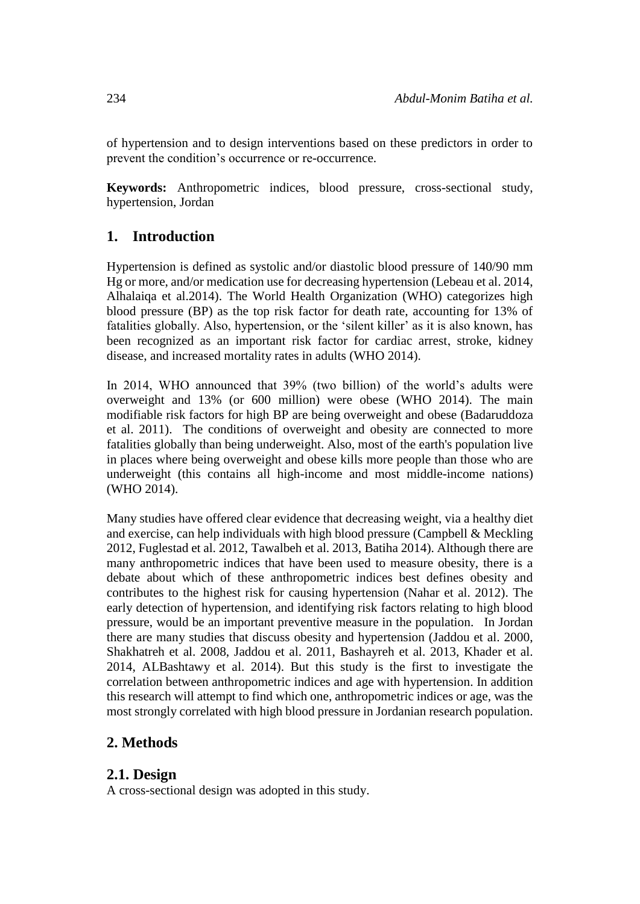of hypertension and to design interventions based on these predictors in order to prevent the condition's occurrence or re-occurrence.

**Keywords:** Anthropometric indices, blood pressure, cross-sectional study, hypertension, Jordan

## 1. Introduction

Hypertension is defined as systolic and/or diastolic blood pressure of 140/90 mm Hg or more, and/or medication use for decreasing hypertension (Lebeau et al. 2014, Alhalaiqa et al.2014). The World Health Organization (WHO) categorizes high blood pressure (BP) as the top risk factor for death rate, accounting for 13% of fatalities globally. Also, hypertension, or the 'silent killer' as it is also known, has been recognized as an important risk factor for cardiac arrest, stroke, kidney disease, and increased mortality rates in adults (WHO 2014).

In 2014, WHO announced that 39% (two billion) of the world's adults were overweight and 13% (or 600 million) were obese (WHO 2014). The main modifiable risk factors for high BP are being overweight and obese (Badaruddoza et al. 2011). The conditions of overweight and obesity are connected to more fatalities globally than being underweight. Also, most of the earth's population live in places where being overweight and obese kills more people than those who are underweight (this contains all high-income and most middle-income nations) (WHO 2014).

Many studies have offered clear evidence that decreasing weight, via a healthy diet and exercise, can help individuals with high blood pressure (Campbell & Meckling 2012, Fuglestad et al. 2012, Tawalbeh et al. 2013, Batiha 2014). Although there are many anthropometric indices that have been used to measure obesity, there is a debate about which of these anthropometric indices best defines obesity and contributes to the highest risk for causing hypertension (Nahar et al. 2012). The early detection of hypertension, and identifying risk factors relating to high blood pressure, would be an important preventive measure in the population. In Jordan there are many studies that discuss obesity and hypertension (Jaddou et al. 2000, Shakhatreh et al. 2008, Jaddou et al. 2011, Bashayreh et al. 2013, Khader et al. 2014, ALBashtawy et al. 2014). But this study is the first to investigate the correlation between anthropometric indices and age with hypertension. In addition this research will attempt to find which one, anthropometric indices or age, was the most strongly correlated with high blood pressure in Jordanian research population.

## 2. Methods

### 2.1. Design

A cross-sectional design was adopted in this study.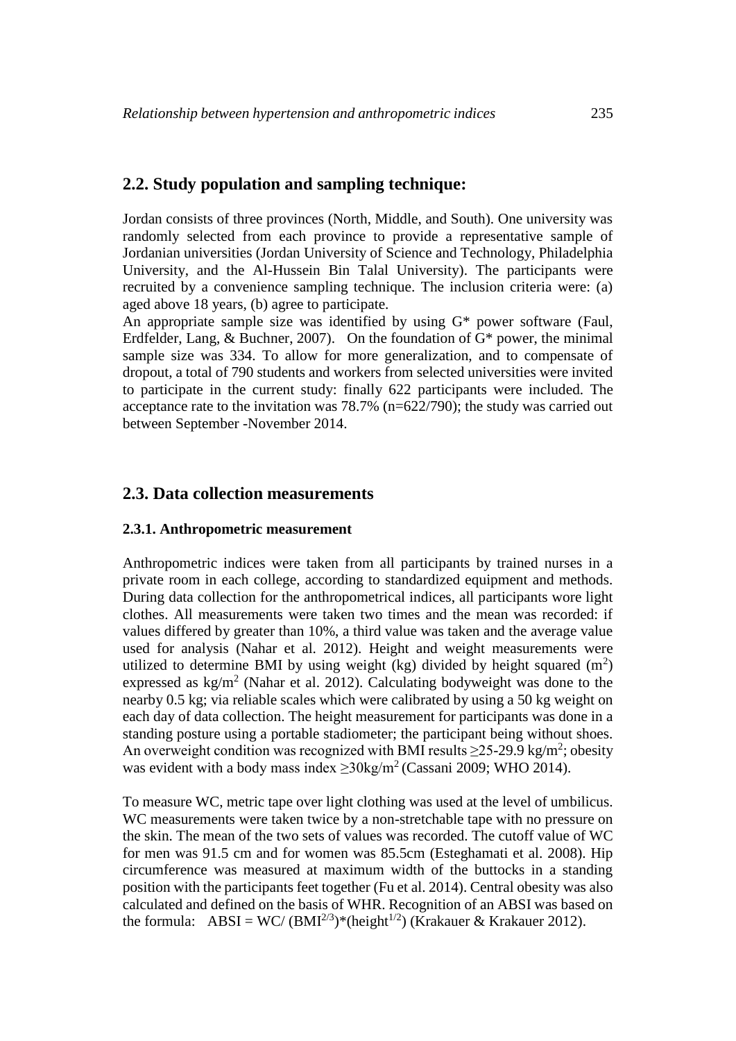## 2.2. Study population and sampling technique:

Jordan consists of three provinces (North, Middle, and South). One university was randomly selected from each province to provide a representative sample of Jordanian universities (Jordan University of Science and Technology, Philadelphia University, and the Al-Hussein Bin Talal University). The participants were recruited by a convenience sampling technique. The inclusion criteria were: (a) aged above 18 years, (b) agree to participate.

An appropriate sample size was identified by using G* power software (Faul, Erdfelder, Lang, & Buchner, 2007). On the foundation of G* power, the minimal sample size was 334. To allow for more generalization, and to compensate of dropout, a total of 790 students and workers from selected universities were invited to participate in the current study: finally 622 participants were included. The acceptance rate to the invitation was 78.7% (n=622/790); the study was carried out between September -November 2014.

## 2.3. Data collection measurements

### 2.3.1. Anthropometric measurement

Anthropometric indices were taken from all participants by trained nurses in a private room in each college, according to standardized equipment and methods. During data collection for the anthropometrical indices, all participants wore light clothes. All measurements were taken two times and the mean was recorded: if values differed by greater than 10%, a third value was taken and the average value used for analysis (Nahar et al. 2012). Height and weight measurements were utilized to determine BMI by using weight (kg) divided by height squared ($m^2$) expressed as $kg/m^2$ (Nahar et al. 2012). Calculating bodyweight was done to the nearby 0.5 kg; via reliable scales which were calibrated by using a 50 kg weight on each day of data collection. The height measurement for participants was done in a standing posture using a portable stadiometer; the participant being without shoes. An overweight condition was recognized with BMI results $\geq$25-29.9 $kg/m^2$; obesity was evident with a body mass index $\geq 30 kg/m^2$ (Cassani 2009; WHO 2014).

To measure WC, metric tape over light clothing was used at the level of umbilicus. WC measurements were taken twice by a non-stretchable tape with no pressure on the skin. The mean of the two sets of values was recorded. The cutoff value of WC for men was 91.5 cm and for women was 85.5cm (Esteghamati et al. 2008). Hip circumference was measured at maximum width of the buttocks in a standing position with the participants feet together (Fu et al. 2014). Central obesity was also calculated and defined on the basis of WHR. Recognition of an ABSI was based on the formula: $ABSI = WC/ (BMI^{2/3})*(height^{1/2})$ (Krakauer & Krakauer 2012).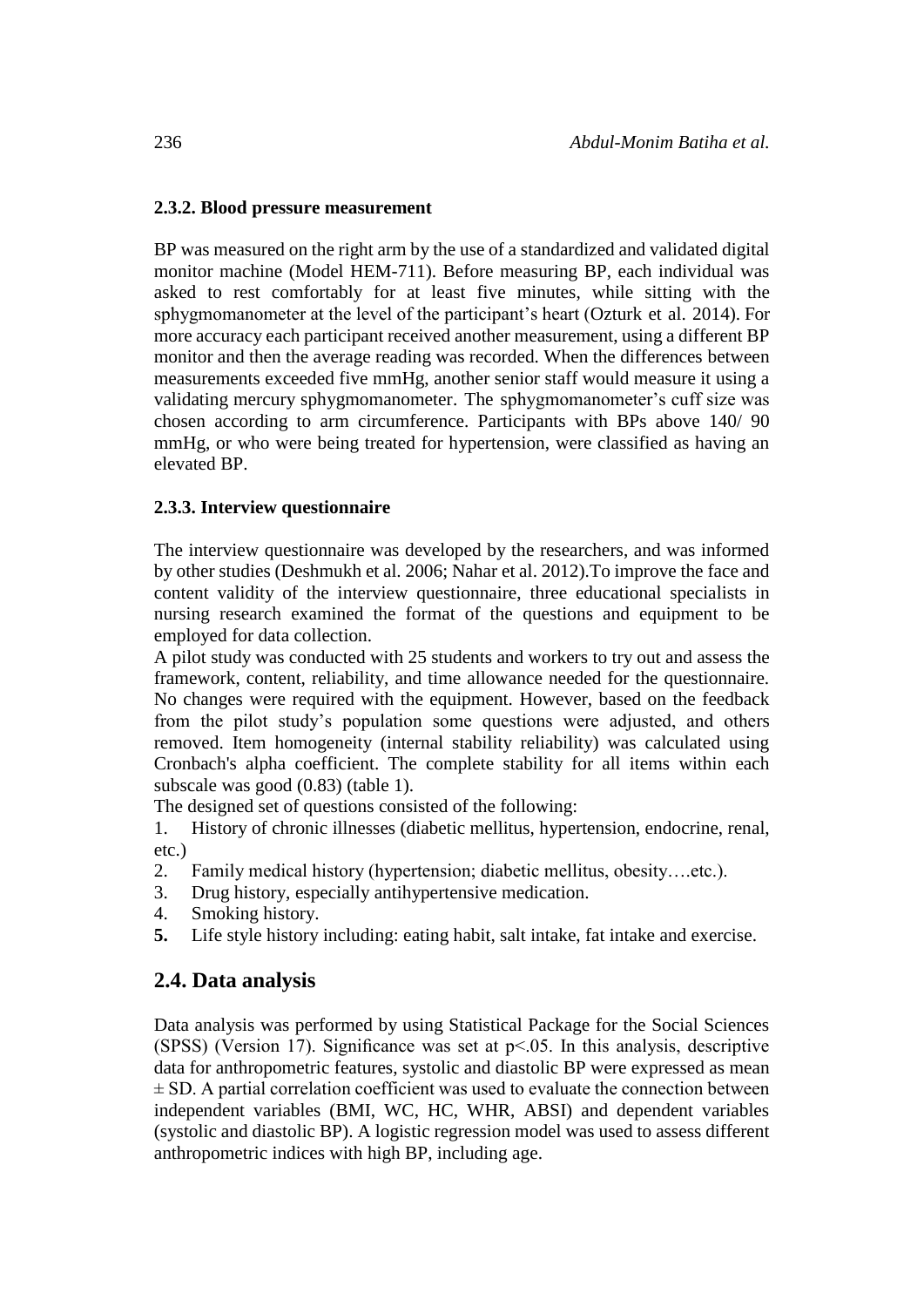### 2.3.2. Blood pressure measurement

BP was measured on the right arm by the use of a standardized and validated digital monitor machine (Model HEM-711). Before measuring BP, each individual was asked to rest comfortably for at least five minutes, while sitting with the sphygmomanometer at the level of the participant's heart (Ozturk et al. 2014). For more accuracy each participant received another measurement, using a different BP monitor and then the average reading was recorded. When the differences between measurements exceeded five mmHg, another senior staff would measure it using a validating mercury sphygmomanometer. The sphygmomanometer's cuff size was chosen according to arm circumference. Participants with BPs above 140/ 90 mmHg, or who were being treated for hypertension, were classified as having an elevated BP.

### 2.3.3. Interview questionnaire

The interview questionnaire was developed by the researchers, and was informed by other studies (Deshmukh et al. 2006; Nahar et al. 2012).To improve the face and content validity of the interview questionnaire, three educational specialists in nursing research examined the format of the questions and equipment to be employed for data collection.

A pilot study was conducted with 25 students and workers to try out and assess the framework, content, reliability, and time allowance needed for the questionnaire. No changes were required with the equipment. However, based on the feedback from the pilot study's population some questions were adjusted, and others removed. Item homogeneity (internal stability reliability) was calculated using Cronbach's alpha coefficient. The complete stability for all items within each subscale was good (0.83) (table 1).

The designed set of questions consisted of the following:

1. History of chronic illnesses (diabetic mellitus, hypertension, endocrine, renal, etc.)
2. Family medical history (hypertension; diabetic mellitus, obesity….etc.).
3. Drug history, especially antihypertensive medication.
4. Smoking history.
5. Life style history including: eating habit, salt intake, fat intake and exercise.

## 2.4. Data analysis

Data analysis was performed by using Statistical Package for the Social Sciences (SPSS) (Version 17). Significance was set at $p<.05$. In this analysis, descriptive data for anthropometric features, systolic and diastolic BP were expressed as mean $\pm$ SD. A partial correlation coefficient was used to evaluate the connection between independent variables (BMI, WC, HC, WHR, ABSI) and dependent variables (systolic and diastolic BP). A logistic regression model was used to assess different anthropometric indices with high BP, including age.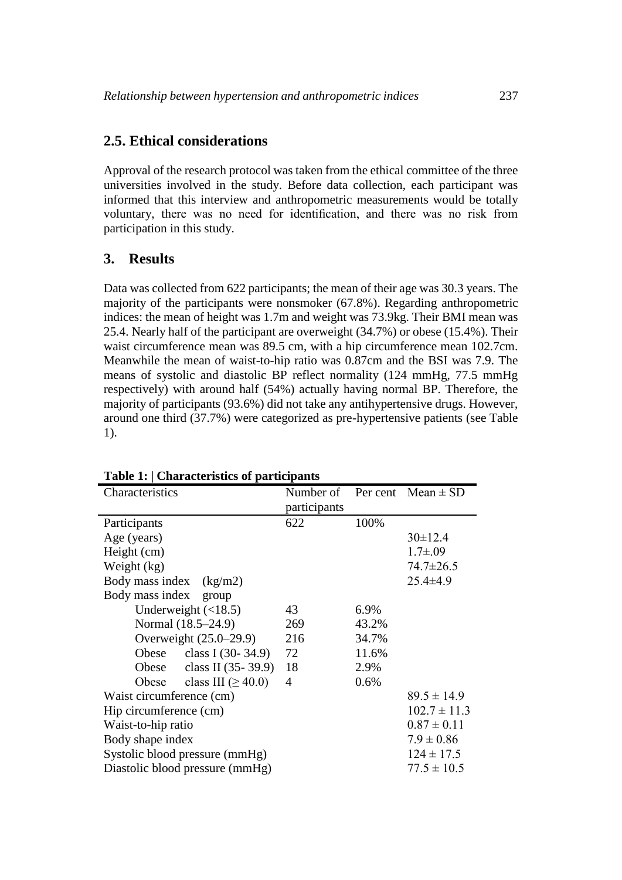## 2.5. Ethical considerations

Approval of the research protocol was taken from the ethical committee of the three universities involved in the study. Before data collection, each participant was informed that this interview and anthropometric measurements would be totally voluntary, there was no need for identification, and there was no risk from participation in this study.

## 3. Results

Data was collected from 622 participants; the mean of their age was 30.3 years. The majority of the participants were nonsmoker (67.8%). Regarding anthropometric indices: the mean of height was 1.7m and weight was 73.9kg. Their BMI mean was 25.4. Nearly half of the participant are overweight (34.7%) or obese (15.4%). Their waist circumference mean was 89.5 cm, with a hip circumference mean 102.7cm. Meanwhile the mean of waist-to-hip ratio was 0.87cm and the BSI was 7.9. The means of systolic and diastolic BP reflect normality (124 mmHg, 77.5 mmHg respectively) with around half (54%) actually having normal BP. Therefore, the majority of participants (93.6%) did not take any antihypertensive drugs. However, around one third (37.7%) were categorized as pre-hypertensive patients (see Table 1).

**Table 1: | Characteristics of participants**

| Characteristics | Number of participants | Per cent | Mean ± SD |
|---|---|---|---|
| Participants | 622 | 100% | |
| Age (years) | | | 30±12.4 |
| Height (cm) | | | 1.7±.09 |
| Weight (kg) | | | 74.7±26.5 |
| Body mass index (kg/m2) | | | 25.4±4.9 |
| Body mass index group | | | |
| Underweight (<18.5) | 43 | 6.9% | |
| Normal (18.5–24.9) | 269 | 43.2% | |
| Overweight (25.0–29.9) | 216 | 34.7% | |
| Obese class I (30- 34.9) | 72 | 11.6% | |
| Obese class II (35- 39.9) | 18 | 2.9% | |
| Obese class III (≥ 40.0) | 4 | 0.6% | |
| Waist circumference (cm) | | | 89.5 ± 14.9 |
| Hip circumference (cm) | | | 102.7 ± 11.3 |
| Waist-to-hip ratio | | | 0.87 ± 0.11 |
| Body shape index | | | 7.9 ± 0.86 |
| Systolic blood pressure (mmHg) | | | 124 ± 17.5 |
| Diastolic blood pressure (mmHg) | | | 77.5 ± 10.5 |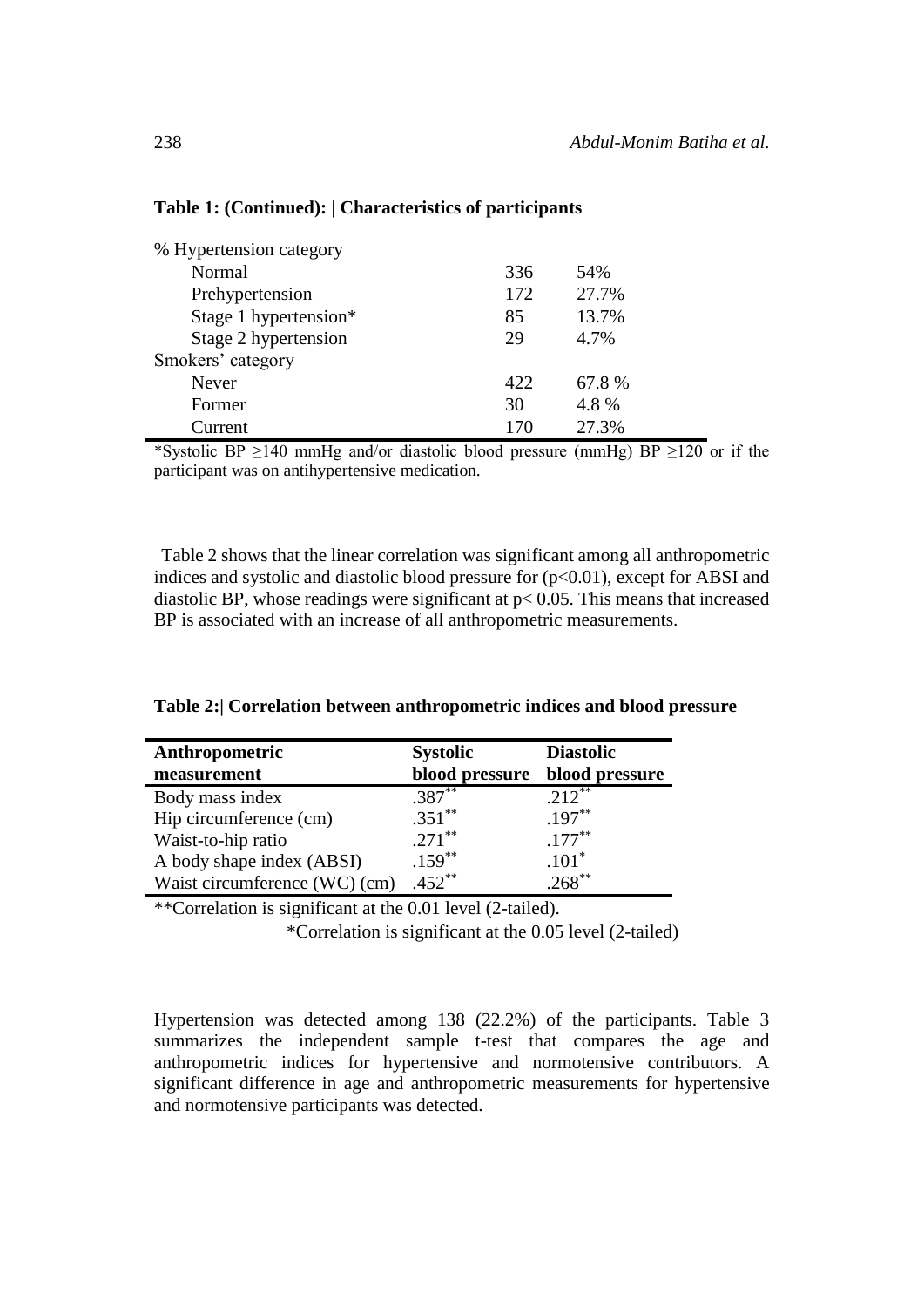**Table 1: (Continued): | Characteristics of participants**

| | | |
|---|---|---|
| % Hypertension category | | |
| Normal | 336 | 54% |
| Prehypertension | 172 | 27.7% |
| Stage 1 hypertension* | 85 | 13.7% |
| Stage 2 hypertension | 29 | 4.7% |
| Smokers' category | | |
| Never | 422 | 67.8 % |
| Former | 30 | 4.8 % |
| Current | 170 | 27.3% |

*Systolic BP ≥140 mmHg and/or diastolic blood pressure (mmHg) BP ≥120 or if the participant was on antihypertensive medication.

Table 2 shows that the linear correlation was significant among all anthropometric indices and systolic and diastolic blood pressure for ($p<0.01$), except for ABSI and diastolic BP, whose readings were significant at $p< 0.05$. This means that increased BP is associated with an increase of all anthropometric measurements.

**Table 2:| Correlation between anthropometric indices and blood pressure**

| Anthropometric measurement | Systolic blood pressure | Diastolic blood pressure |
|---|---|---|
| Body mass index | .387** | .212** |
| Hip circumference (cm) | .351** | .197** |
| Waist-to-hip ratio | .271** | .177** |
| A body shape index (ABSI) | .159** | .101* |
| Waist circumference (WC) (cm) | .452** | .268** |

**Correlation is significant at the 0.01 level (2-tailed).

*Correlation is significant at the 0.05 level (2-tailed)

Hypertension was detected among 138 (22.2%) of the participants. Table 3 summarizes the independent sample t-test that compares the age and anthropometric indices for hypertensive and normotensive contributors. A significant difference in age and anthropometric measurements for hypertensive and normotensive participants was detected.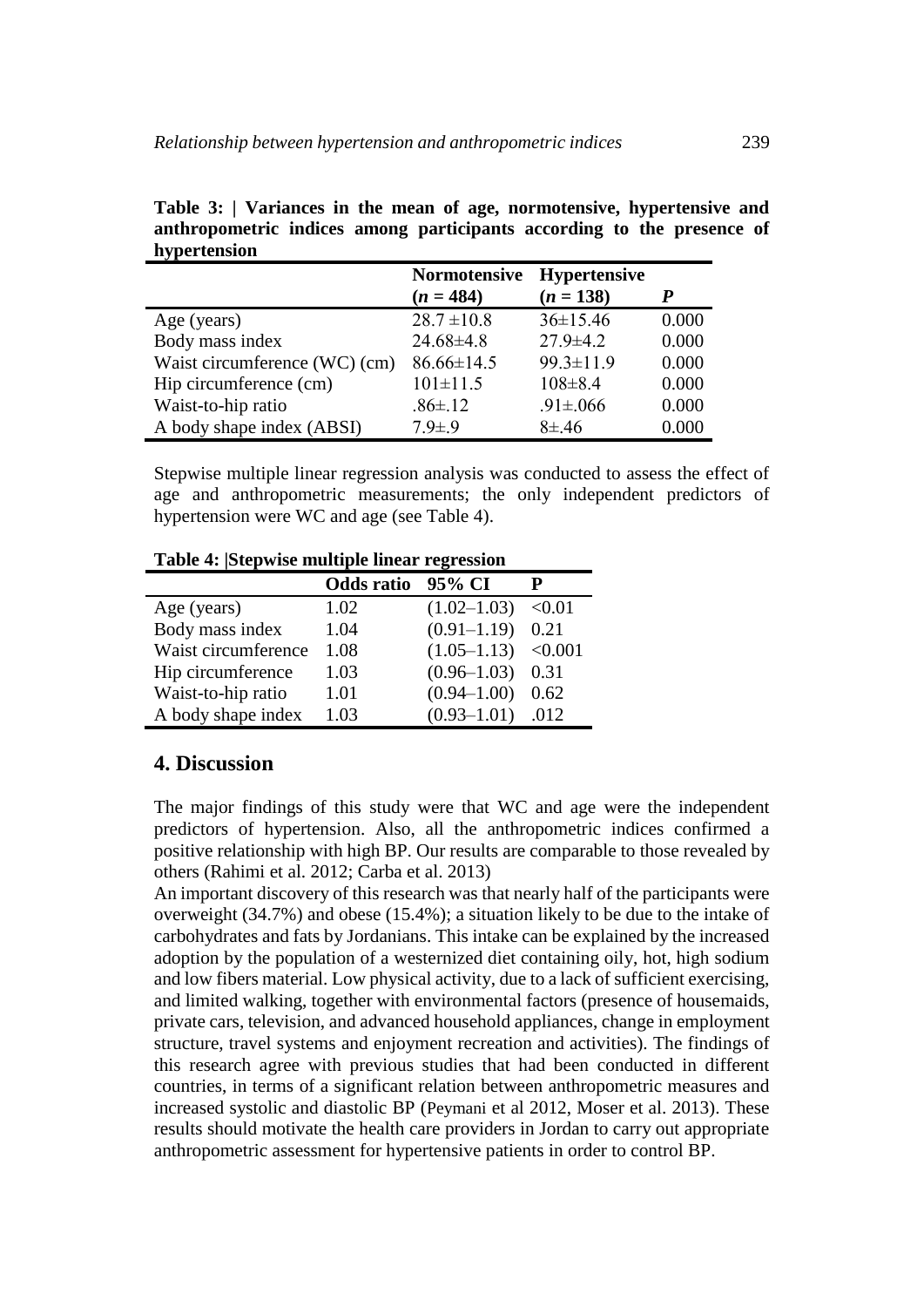**Table 3: | Variances in the mean of age, normotensive, hypertensive and anthropometric indices among participants according to the presence of hypertension**

| | Normotensive (*n* = 484) | Hypertensive (*n* = 138) | *P* |
|---|---|---|---|
| Age (years) | 28.7 ±10.8 | 36±15.46 | 0.000 |
| Body mass index | 24.68±4.8 | 27.9±4.2 | 0.000 |
| Waist circumference (WC) (cm) | 86.66±14.5 | 99.3±11.9 | 0.000 |
| Hip circumference (cm) | 101±11.5 | 108±8.4 | 0.000 |
| Waist-to-hip ratio | .86±.12 | .91±.066 | 0.000 |
| A body shape index (ABSI) | 7.9±.9 | 8±.46 | 0.000 |

Stepwise multiple linear regression analysis was conducted to assess the effect of age and anthropometric measurements; the only independent predictors of hypertension were WC and age (see Table 4).

**Table 4: |Stepwise multiple linear regression**

| | Odds ratio | 95% CI | P |
|---|---|---|---|
| Age (years) | 1.02 | (1.02–1.03) | <0.01 |
| Body mass index | 1.04 | (0.91–1.19) | 0.21 |
| Waist circumference | 1.08 | (1.05–1.13) | <0.001 |
| Hip circumference | 1.03 | (0.96–1.03) | 0.31 |
| Waist-to-hip ratio | 1.01 | (0.94–1.00) | 0.62 |
| A body shape index | 1.03 | (0.93–1.01) | .012 |

## 4. Discussion

The major findings of this study were that WC and age were the independent predictors of hypertension. Also, all the anthropometric indices confirmed a positive relationship with high BP. Our results are comparable to those revealed by others (Rahimi et al. 2012; Carba et al. 2013)

An important discovery of this research was that nearly half of the participants were overweight (34.7%) and obese (15.4%); a situation likely to be due to the intake of carbohydrates and fats by Jordanians. This intake can be explained by the increased adoption by the population of a westernized diet containing oily, hot, high sodium and low fibers material. Low physical activity, due to a lack of sufficient exercising, and limited walking, together with environmental factors (presence of housemaids, private cars, television, and advanced household appliances, change in employment structure, travel systems and enjoyment recreation and activities). The findings of this research agree with previous studies that had been conducted in different countries, in terms of a significant relation between anthropometric measures and increased systolic and diastolic BP (Peymani et al 2012, Moser et al. 2013). These results should motivate the health care providers in Jordan to carry out appropriate anthropometric assessment for hypertensive patients in order to control BP.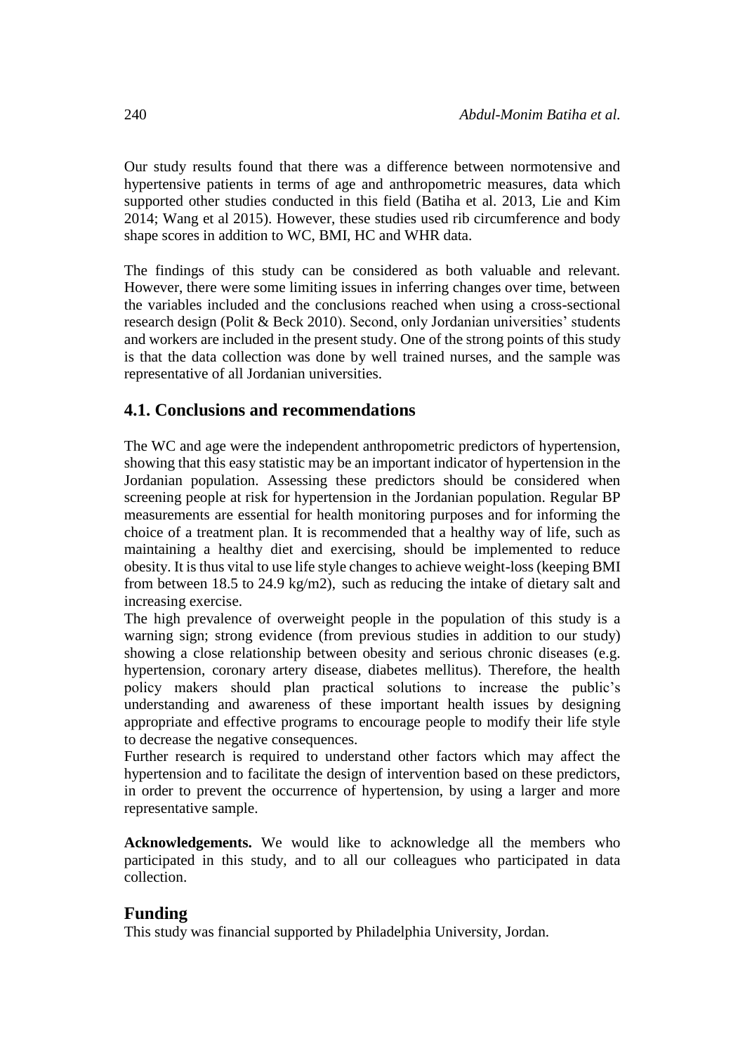Our study results found that there was a difference between normotensive and hypertensive patients in terms of age and anthropometric measures, data which supported other studies conducted in this field (Batiha et al. 2013, Lie and Kim 2014; Wang et al 2015). However, these studies used rib circumference and body shape scores in addition to WC, BMI, HC and WHR data.

The findings of this study can be considered as both valuable and relevant. However, there were some limiting issues in inferring changes over time, between the variables included and the conclusions reached when using a cross-sectional research design (Polit & Beck 2010). Second, only Jordanian universities' students and workers are included in the present study. One of the strong points of this study is that the data collection was done by well trained nurses, and the sample was representative of all Jordanian universities.

## 4.1. Conclusions and recommendations

The WC and age were the independent anthropometric predictors of hypertension, showing that this easy statistic may be an important indicator of hypertension in the Jordanian population. Assessing these predictors should be considered when screening people at risk for hypertension in the Jordanian population. Regular BP measurements are essential for health monitoring purposes and for informing the choice of a treatment plan. It is recommended that a healthy way of life, such as maintaining a healthy diet and exercising, should be implemented to reduce obesity. It is thus vital to use life style changes to achieve weight-loss (keeping BMI from between 18.5 to 24.9 kg/m2), such as reducing the intake of dietary salt and increasing exercise.

The high prevalence of overweight people in the population of this study is a warning sign; strong evidence (from previous studies in addition to our study) showing a close relationship between obesity and serious chronic diseases (e.g. hypertension, coronary artery disease, diabetes mellitus). Therefore, the health policy makers should plan practical solutions to increase the public's understanding and awareness of these important health issues by designing appropriate and effective programs to encourage people to modify their life style to decrease the negative consequences.

Further research is required to understand other factors which may affect the hypertension and to facilitate the design of intervention based on these predictors, in order to prevent the occurrence of hypertension, by using a larger and more representative sample.

**Acknowledgements.** We would like to acknowledge all the members who participated in this study, and to all our colleagues who participated in data collection.

## Funding

This study was financial supported by Philadelphia University, Jordan.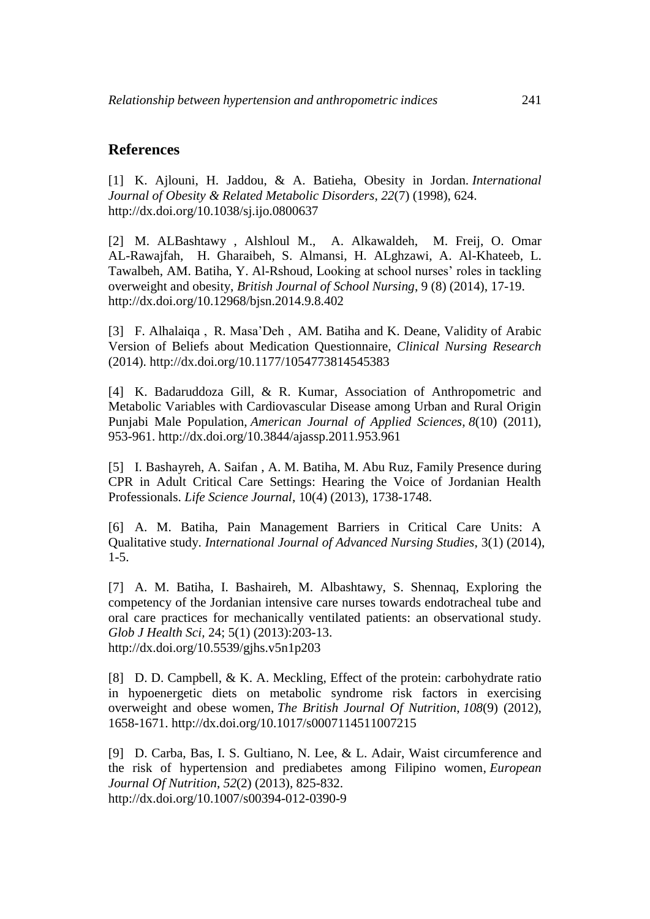## References

[1] K. Ajlouni, H. Jaddou, & A. Batieha, Obesity in Jordan. *International Journal of Obesity & Related Metabolic Disorders*, *22*(7) (1998), 624. http://dx.doi.org/10.1038/sj.ijo.0800637

[2] M. ALBashtawy , Alshloul M., A. Alkawaldeh, M. Freij, O. Omar AL-Rawajfah, H. Gharaibeh, S. Almansi, H. ALghzawi, A. Al-Khateeb, L. Tawalbeh, AM. Batiha, Y. Al-Rshoud, Looking at school nurses' roles in tackling overweight and obesity, *British Journal of School Nursing*, 9 (8) (2014), 17-19. http://dx.doi.org/10.12968/bjsn.2014.9.8.402

[3] F. Alhalaiqa , R. Masa'Deh , AM. Batiha and K. Deane, Validity of Arabic Version of Beliefs about Medication Questionnaire, *Clinical Nursing Research* (2014). http://dx.doi.org/10.1177/1054773814545383

[4] K. Badaruddoza Gill, & R. Kumar, Association of Anthropometric and Metabolic Variables with Cardiovascular Disease among Urban and Rural Origin Punjabi Male Population, *American Journal of Applied Sciences*, *8*(10) (2011), 953-961. http://dx.doi.org/10.3844/ajassp.2011.953.961

[5] I. Bashayreh, A. Saifan , A. M. Batiha, M. Abu Ruz, Family Presence during CPR in Adult Critical Care Settings: Hearing the Voice of Jordanian Health Professionals. *Life Science Journal*, 10(4) (2013), 1738-1748.

[6] A. M. Batiha, Pain Management Barriers in Critical Care Units: A Qualitative study. *International Journal of Advanced Nursing Studies*, 3(1) (2014), 1-5.

[7] A. M. Batiha, I. Bashaireh, M. Albashtawy, S. Shennaq, Exploring the competency of the Jordanian intensive care nurses towards endotracheal tube and oral care practices for mechanically ventilated patients: an observational study. *Glob J Health Sci*, 24; 5(1) (2013):203-13. http://dx.doi.org/10.5539/gjhs.v5n1p203

[8] D. D. Campbell, & K. A. Meckling, Effect of the protein: carbohydrate ratio in hypoenergetic diets on metabolic syndrome risk factors in exercising overweight and obese women, *The British Journal Of Nutrition*, *108*(9) (2012), 1658-1671. http://dx.doi.org/10.1017/s0007114511007215

[9] D. Carba, Bas, I. S. Gultiano, N. Lee, & L. Adair, Waist circumference and the risk of hypertension and prediabetes among Filipino women, *European Journal Of Nutrition*, *52*(2) (2013), 825-832. http://dx.doi.org/10.1007/s00394-012-0390-9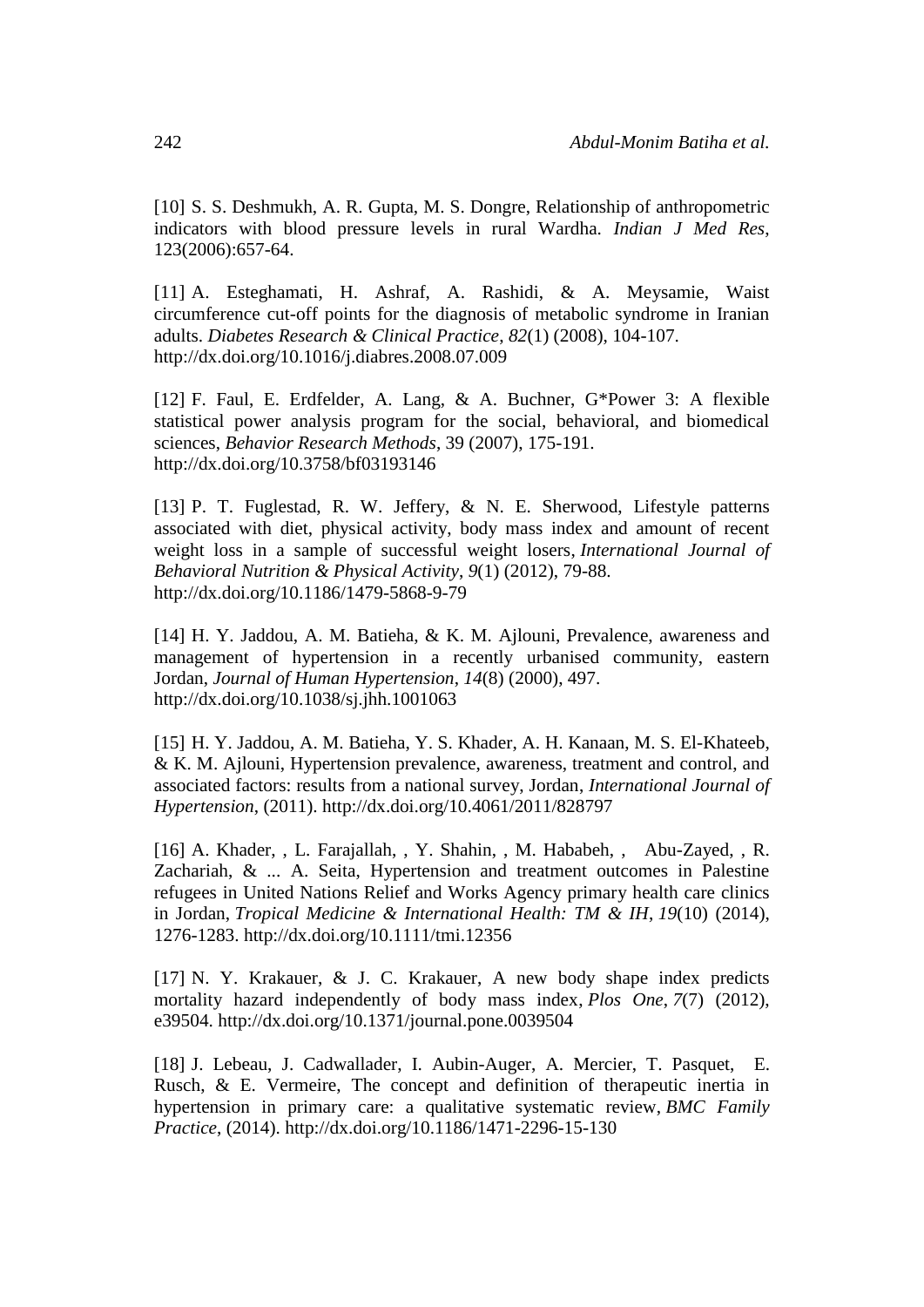[10] S. S. Deshmukh, A. R. Gupta, M. S. Dongre, Relationship of anthropometric indicators with blood pressure levels in rural Wardha. *Indian J Med Res*, 123(2006):657-64.

[11] A. Esteghamati, H. Ashraf, A. Rashidi, & A. Meysamie, Waist circumference cut-off points for the diagnosis of metabolic syndrome in Iranian adults. *Diabetes Research & Clinical Practice*, *82*(1) (2008), 104-107. http://dx.doi.org/10.1016/j.diabres.2008.07.009

[12] F. Faul, E. Erdfelder, A. Lang, & A. Buchner, G*Power 3: A flexible statistical power analysis program for the social, behavioral, and biomedical sciences, *Behavior Research Methods*, 39 (2007), 175-191. http://dx.doi.org/10.3758/bf03193146

[13] P. T. Fuglestad, R. W. Jeffery, & N. E. Sherwood, Lifestyle patterns associated with diet, physical activity, body mass index and amount of recent weight loss in a sample of successful weight losers, *International Journal of Behavioral Nutrition & Physical Activity*, *9*(1) (2012), 79-88. http://dx.doi.org/10.1186/1479-5868-9-79

[14] H. Y. Jaddou, A. M. Batieha, & K. M. Ajlouni, Prevalence, awareness and management of hypertension in a recently urbanised community, eastern Jordan, *Journal of Human Hypertension*, *14*(8) (2000), 497. http://dx.doi.org/10.1038/sj.jhh.1001063

[15] H. Y. Jaddou, A. M. Batieha, Y. S. Khader, A. H. Kanaan, M. S. El-Khateeb, & K. M. Ajlouni, Hypertension prevalence, awareness, treatment and control, and associated factors: results from a national survey, Jordan, *International Journal of Hypertension*, (2011). http://dx.doi.org/10.4061/2011/828797

[16] A. Khader, , L. Farajallah, , Y. Shahin, , M. Hababeh, , Abu-Zayed, , R. Zachariah, & ... A. Seita, Hypertension and treatment outcomes in Palestine refugees in United Nations Relief and Works Agency primary health care clinics in Jordan, *Tropical Medicine & International Health: TM & IH*, *19*(10) (2014), 1276-1283. http://dx.doi.org/10.1111/tmi.12356

[17] N. Y. Krakauer, & J. C. Krakauer, A new body shape index predicts mortality hazard independently of body mass index, *Plos One*, *7*(7) (2012), e39504. http://dx.doi.org/10.1371/journal.pone.0039504

[18] J. Lebeau, J. Cadwallader, I. Aubin-Auger, A. Mercier, T. Pasquet, E. Rusch, & E. Vermeire, The concept and definition of therapeutic inertia in hypertension in primary care: a qualitative systematic review, *BMC Family Practice*, (2014). http://dx.doi.org/10.1186/1471-2296-15-130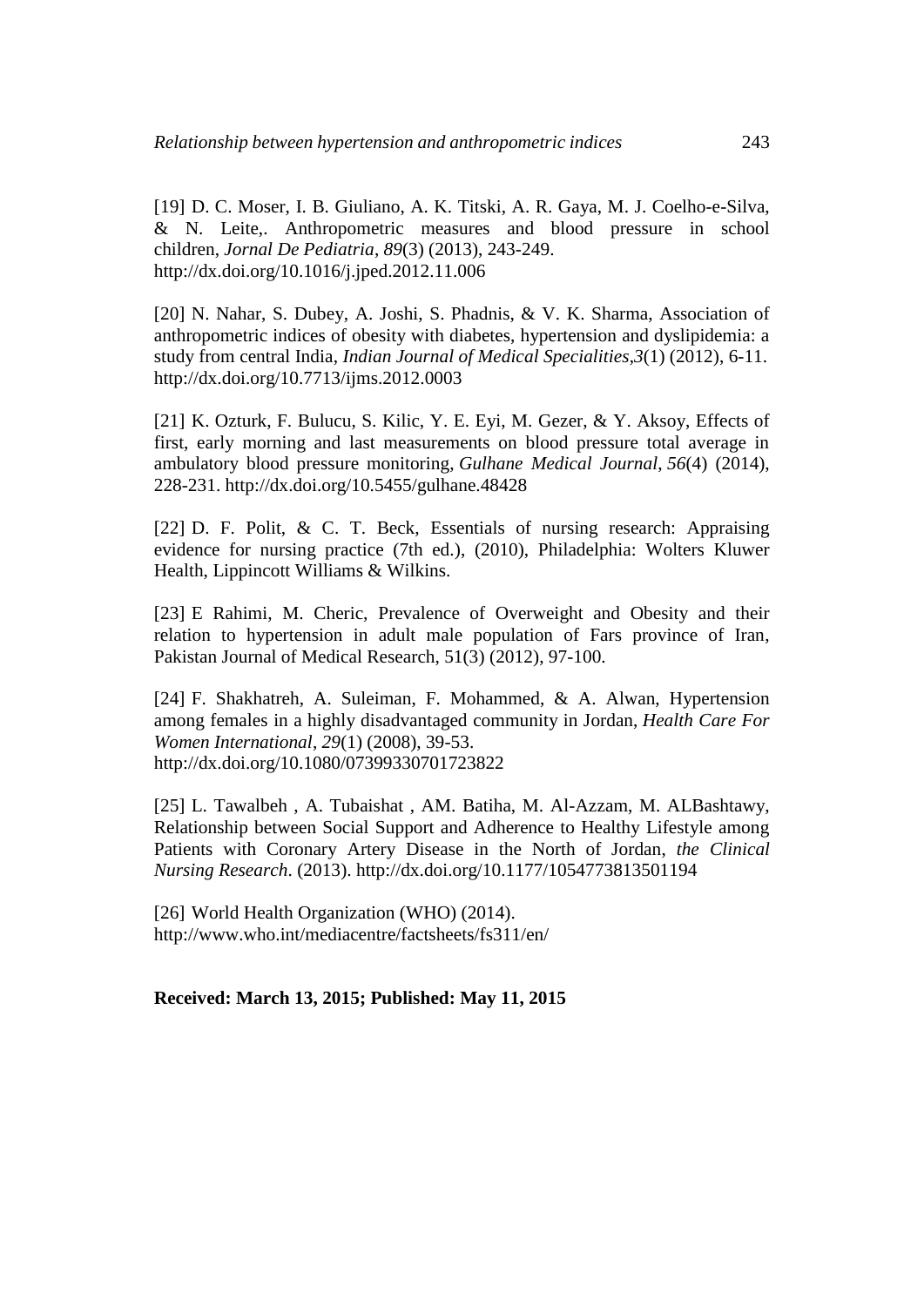[19] D. C. Moser, I. B. Giuliano, A. K. Titski, A. R. Gaya, M. J. Coelho-e-Silva, & N. Leite,. Anthropometric measures and blood pressure in school children, *Jornal De Pediatria*, *89*(3) (2013), 243-249. http://dx.doi.org/10.1016/j.jped.2012.11.006

[20] N. Nahar, S. Dubey, A. Joshi, S. Phadnis, & V. K. Sharma, Association of anthropometric indices of obesity with diabetes, hypertension and dyslipidemia: a study from central India, *Indian Journal of Medical Specialities*,*3*(1) (2012), 6-11. http://dx.doi.org/10.7713/ijms.2012.0003

[21] K. Ozturk, F. Bulucu, S. Kilic, Y. E. Eyi, M. Gezer, & Y. Aksoy, Effects of first, early morning and last measurements on blood pressure total average in ambulatory blood pressure monitoring, *Gulhane Medical Journal*, *56*(4) (2014), 228-231. http://dx.doi.org/10.5455/gulhane.48428

[22] D. F. Polit, & C. T. Beck, Essentials of nursing research: Appraising evidence for nursing practice (7th ed.), (2010), Philadelphia: Wolters Kluwer Health, Lippincott Williams & Wilkins.

[23] E Rahimi, M. Cheric, Prevalence of Overweight and Obesity and their relation to hypertension in adult male population of Fars province of Iran, Pakistan Journal of Medical Research, 51(3) (2012), 97-100.

[24] F. Shakhatreh, A. Suleiman, F. Mohammed, & A. Alwan, Hypertension among females in a highly disadvantaged community in Jordan, *Health Care For Women International*, *29*(1) (2008), 39-53. http://dx.doi.org/10.1080/07399330701723822

[25] L. Tawalbeh , A. Tubaishat , AM. Batiha, M. Al-Azzam, M. ALBashtawy, Relationship between Social Support and Adherence to Healthy Lifestyle among Patients with Coronary Artery Disease in the North of Jordan, *the Clinical Nursing Research*. (2013). http://dx.doi.org/10.1177/1054773813501194

[26] World Health Organization (WHO) (2014). http://www.who.int/mediacentre/factsheets/fs311/en/

**Received: March 13, 2015; Published: May 11, 2015**